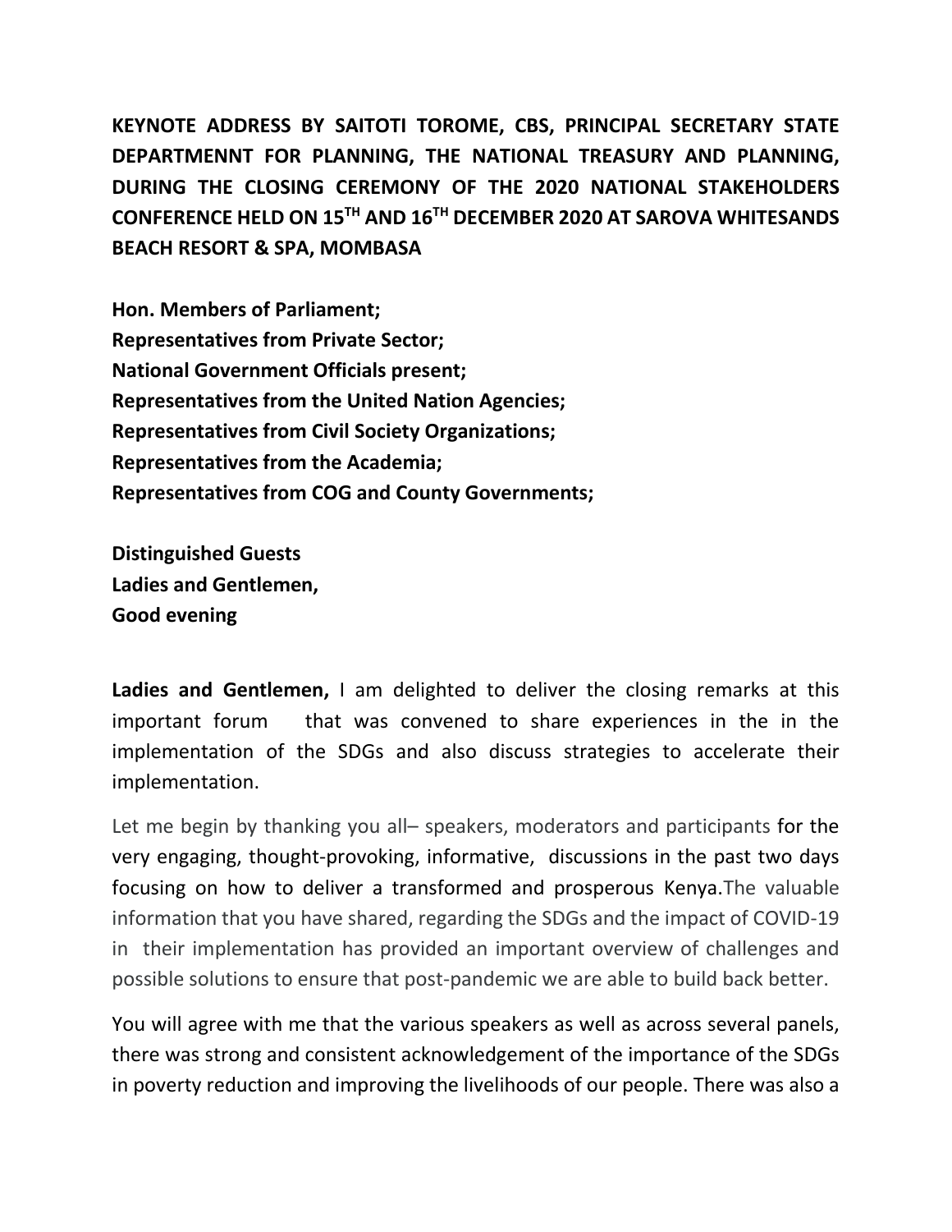**KEYNOTE ADDRESS BY SAITOTI TOROME, CBS, PRINCIPAL SECRETARY STATE DEPARTMENNT FOR PLANNING, THE NATIONAL TREASURY AND PLANNING, DURING THE CLOSING CEREMONY OF THE 2020 NATIONAL STAKEHOLDERS CONFERENCE HELD ON 15TH AND 16TH DECEMBER 2020 AT SAROVA WHITESANDS BEACH RESORT & SPA, MOMBASA**

**Hon. Members of Parliament;**
**Representatives from Private Sector;**
**National Government Officials present;**
**Representatives from the United Nation Agencies;**
**Representatives from Civil Society Organizations;**
**Representatives from the Academia;**
**Representatives from COG and County Governments;**

**Distinguished Guests**
**Ladies and Gentlemen,**
**Good evening**

**Ladies and Gentlemen,** I am delighted to deliver the closing remarks at this important forum that was convened to share experiences in the in the implementation of the SDGs and also discuss strategies to accelerate their implementation.

Let me begin by thanking you all– speakers, moderators and participants for the very engaging, thought-provoking, informative, discussions in the past two days focusing on how to deliver a transformed and prosperous Kenya.The valuable information that you have shared, regarding the SDGs and the impact of COVID-19 in their implementation has provided an important overview of challenges and possible solutions to ensure that post-pandemic we are able to build back better.

You will agree with me that the various speakers as well as across several panels, there was strong and consistent acknowledgement of the importance of the SDGs in poverty reduction and improving the livelihoods of our people. There was also a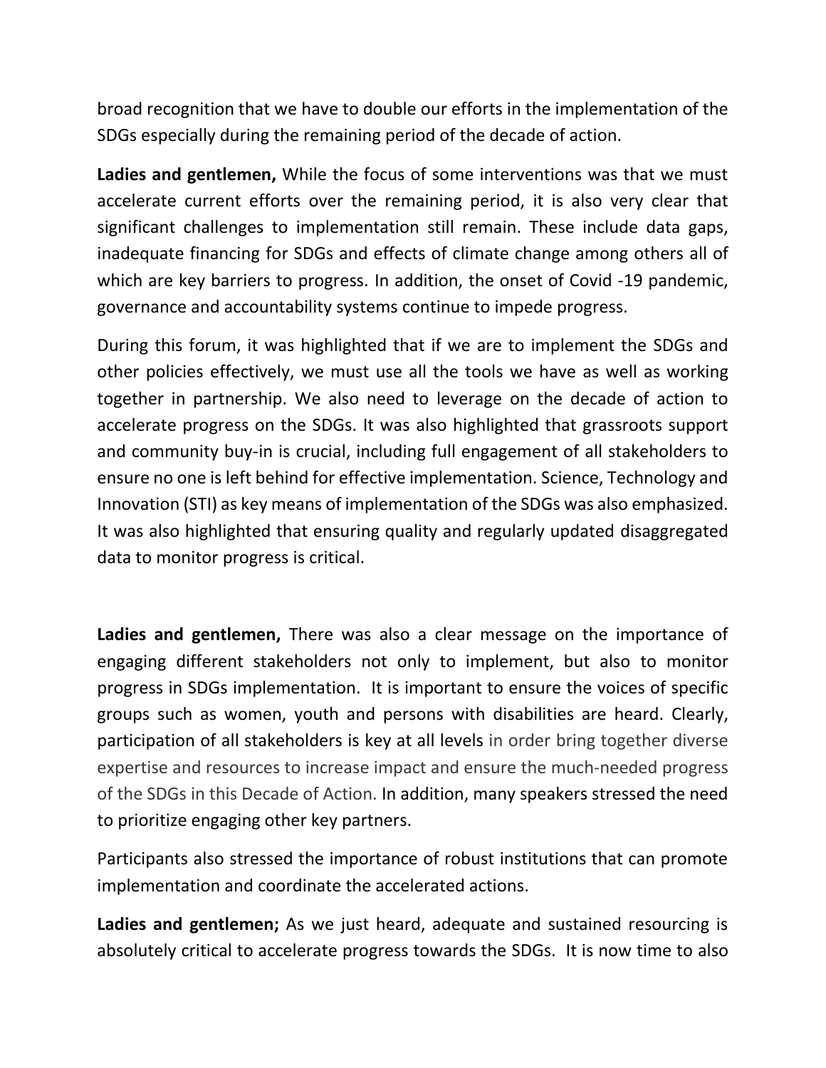broad recognition that we have to double our efforts in the implementation of the SDGs especially during the remaining period of the decade of action.

**Ladies and gentlemen,** While the focus of some interventions was that we must accelerate current efforts over the remaining period, it is also very clear that significant challenges to implementation still remain. These include data gaps, inadequate financing for SDGs and effects of climate change among others all of which are key barriers to progress. In addition, the onset of Covid -19 pandemic, governance and accountability systems continue to impede progress.

During this forum, it was highlighted that if we are to implement the SDGs and other policies effectively, we must use all the tools we have as well as working together in partnership. We also need to leverage on the decade of action to accelerate progress on the SDGs. It was also highlighted that grassroots support and community buy-in is crucial, including full engagement of all stakeholders to ensure no one is left behind for effective implementation. Science, Technology and Innovation (STI) as key means of implementation of the SDGs was also emphasized. It was also highlighted that ensuring quality and regularly updated disaggregated data to monitor progress is critical.

**Ladies and gentlemen,** There was also a clear message on the importance of engaging different stakeholders not only to implement, but also to monitor progress in SDGs implementation. It is important to ensure the voices of specific groups such as women, youth and persons with disabilities are heard. Clearly, participation of all stakeholders is key at all levels in order bring together diverse expertise and resources to increase impact and ensure the much-needed progress of the SDGs in this Decade of Action. In addition, many speakers stressed the need to prioritize engaging other key partners.

Participants also stressed the importance of robust institutions that can promote implementation and coordinate the accelerated actions.

**Ladies and gentlemen;** As we just heard, adequate and sustained resourcing is absolutely critical to accelerate progress towards the SDGs. It is now time to also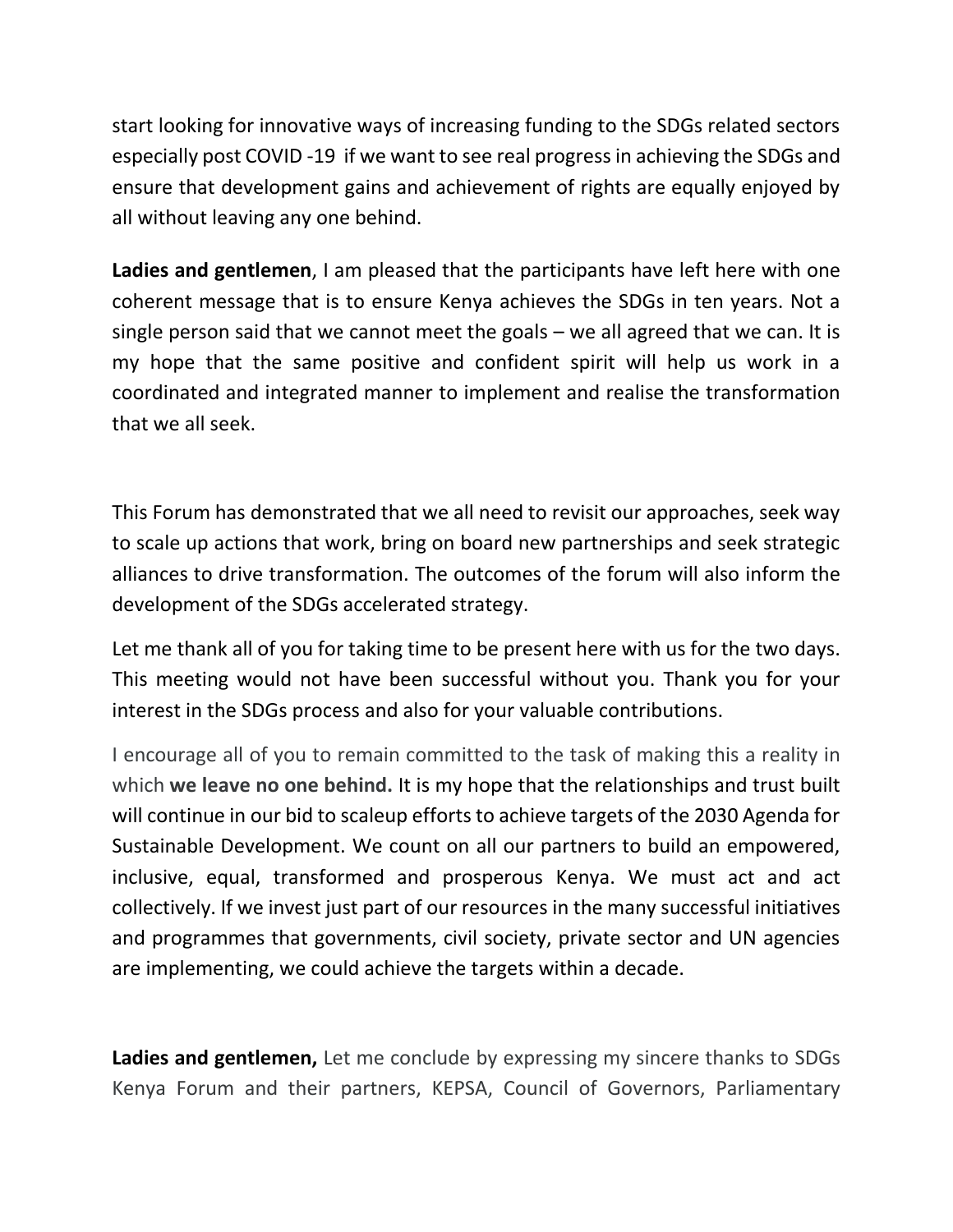start looking for innovative ways of increasing funding to the SDGs related sectors especially post COVID -19 if we want to see real progress in achieving the SDGs and ensure that development gains and achievement of rights are equally enjoyed by all without leaving any one behind.

**Ladies and gentlemen**, I am pleased that the participants have left here with one coherent message that is to ensure Kenya achieves the SDGs in ten years. Not a single person said that we cannot meet the goals – we all agreed that we can. It is my hope that the same positive and confident spirit will help us work in a coordinated and integrated manner to implement and realise the transformation that we all seek.

This Forum has demonstrated that we all need to revisit our approaches, seek way to scale up actions that work, bring on board new partnerships and seek strategic alliances to drive transformation. The outcomes of the forum will also inform the development of the SDGs accelerated strategy.

Let me thank all of you for taking time to be present here with us for the two days. This meeting would not have been successful without you. Thank you for your interest in the SDGs process and also for your valuable contributions.

I encourage all of you to remain committed to the task of making this a reality in which **we leave no one behind.** It is my hope that the relationships and trust built will continue in our bid to scaleup efforts to achieve targets of the 2030 Agenda for Sustainable Development. We count on all our partners to build an empowered, inclusive, equal, transformed and prosperous Kenya. We must act and act collectively. If we invest just part of our resources in the many successful initiatives and programmes that governments, civil society, private sector and UN agencies are implementing, we could achieve the targets within a decade.

**Ladies and gentlemen,** Let me conclude by expressing my sincere thanks to SDGs Kenya Forum and their partners, KEPSA, Council of Governors, Parliamentary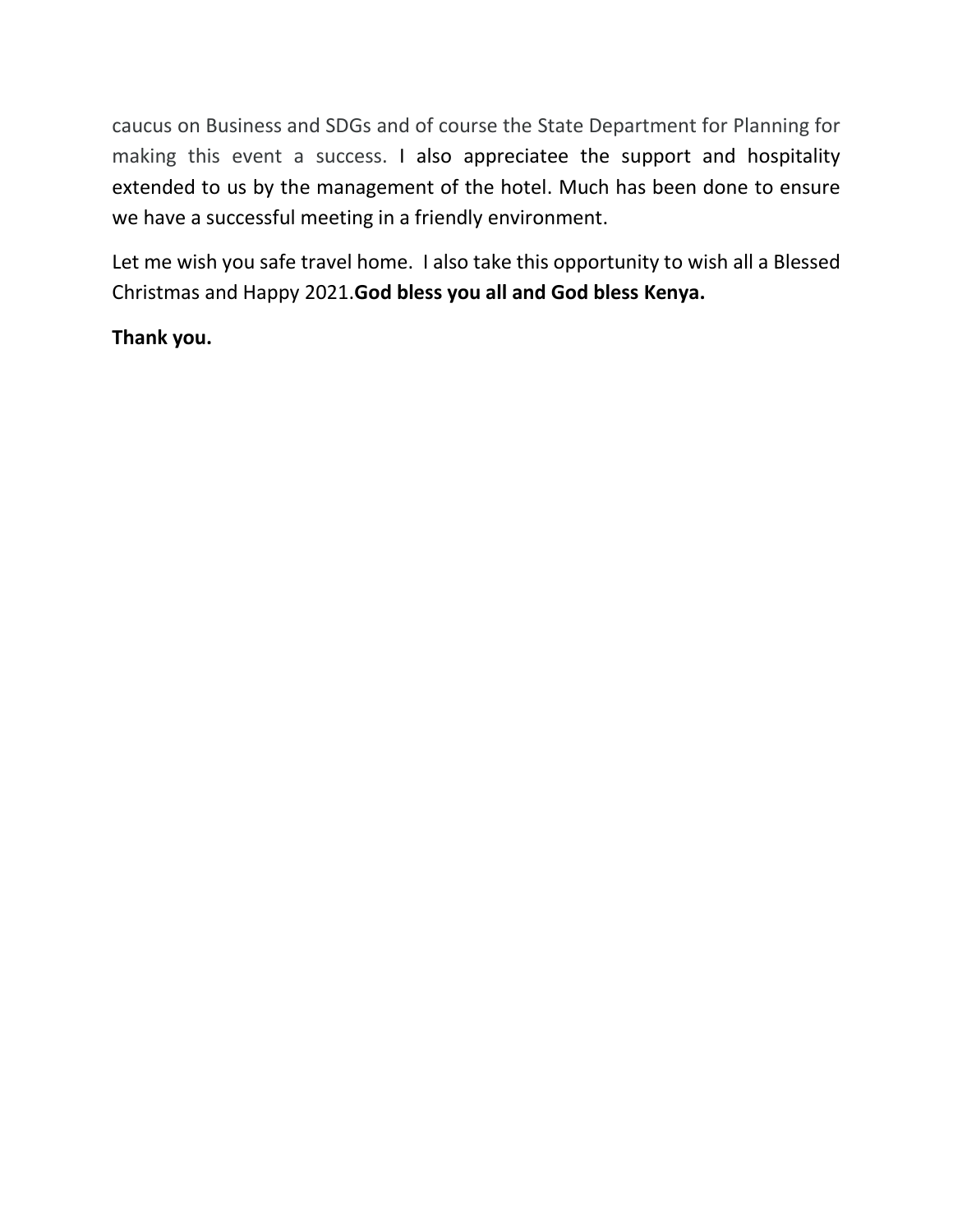caucus on Business and SDGs and of course the State Department for Planning for making this event a success. I also appreciatee the support and hospitality extended to us by the management of the hotel. Much has been done to ensure we have a successful meeting in a friendly environment.

Let me wish you safe travel home. I also take this opportunity to wish all a Blessed Christmas and Happy 2021.**God bless you all and God bless Kenya.**

**Thank you.**